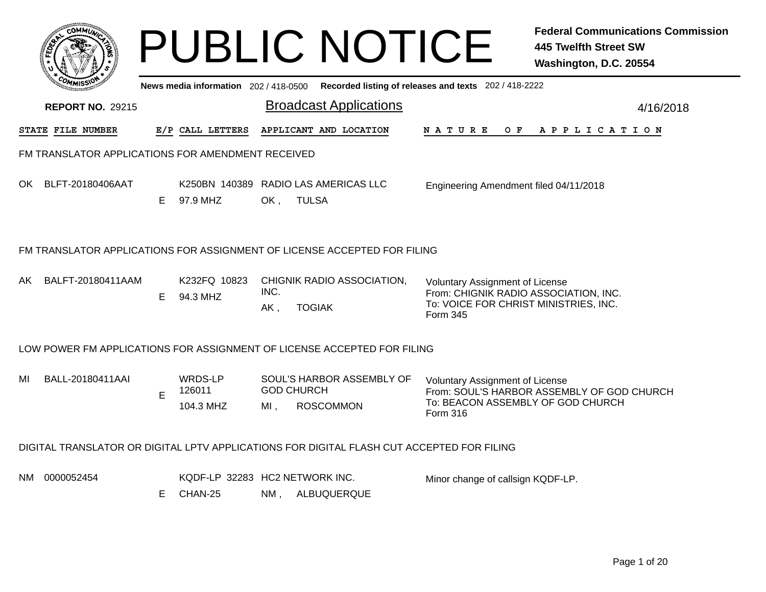# PUBLIC NOTICE

**Federal Communications Commission**
**445 Twelfth Street SW**
**Washington, D.C. 20554**

**News media information** 202 / 418-0500 **Recorded listing of releases and texts** 202 / 418-2222

**REPORT NO.** 29215

## Broadcast Applications

4/16/2018

| STATE | FILE NUMBER | E/P | CALL LETTERS | APPLICANT AND LOCATION | NATURE OF APPLICATION |
|---|---|---|---|---|---|

### FM TRANSLATOR APPLICATIONS FOR AMENDMENT RECEIVED

| STATE | FILE NUMBER | E/P | CALL LETTERS | APPLICANT AND LOCATION | NATURE OF APPLICATION |
|---|---|---|---|---|---|
| OK | BLFT-20180406AAT | E | K250BN 140389<br>97.9 MHZ | RADIO LAS AMERICAS LLC<br>OK , TULSA | Engineering Amendment filed 04/11/2018 |

### FM TRANSLATOR APPLICATIONS FOR ASSIGNMENT OF LICENSE ACCEPTED FOR FILING

| STATE | FILE NUMBER | E/P | CALL LETTERS | APPLICANT AND LOCATION | NATURE OF APPLICATION |
|---|---|---|---|---|---|
| AK | BALFT-20180411AAM | E | K232FQ 10823<br>94.3 MHZ | CHIGNIK RADIO ASSOCIATION, INC.<br>AK , TOGIAK | Voluntary Assignment of License<br>From: CHIGNIK RADIO ASSOCIATION, INC.<br>To: VOICE FOR CHRIST MINISTRIES, INC.<br>Form 345 |

### LOW POWER FM APPLICATIONS FOR ASSIGNMENT OF LICENSE ACCEPTED FOR FILING

| STATE | FILE NUMBER | E/P | CALL LETTERS | APPLICANT AND LOCATION | NATURE OF APPLICATION |
|---|---|---|---|---|---|
| MI | BALL-20180411AAI | E | WRDS-LP 126011<br>104.3 MHZ | SOUL'S HARBOR ASSEMBLY OF GOD CHURCH<br>MI , ROSCOMMON | Voluntary Assignment of License<br>From: SOUL'S HARBOR ASSEMBLY OF GOD CHURCH<br>To: BEACON ASSEMBLY OF GOD CHURCH<br>Form 316 |

### DIGITAL TRANSLATOR OR DIGITAL LPTV APPLICATIONS FOR DIGITAL FLASH CUT ACCEPTED FOR FILING

| STATE | FILE NUMBER | E/P | CALL LETTERS | APPLICANT AND LOCATION | NATURE OF APPLICATION |
|---|---|---|---|---|---|
| NM | 0000052454 | E | KQDF-LP 32283<br>CHAN-25 | HC2 NETWORK INC.<br>NM , ALBUQUERQUE | Minor change of callsign KQDF-LP. |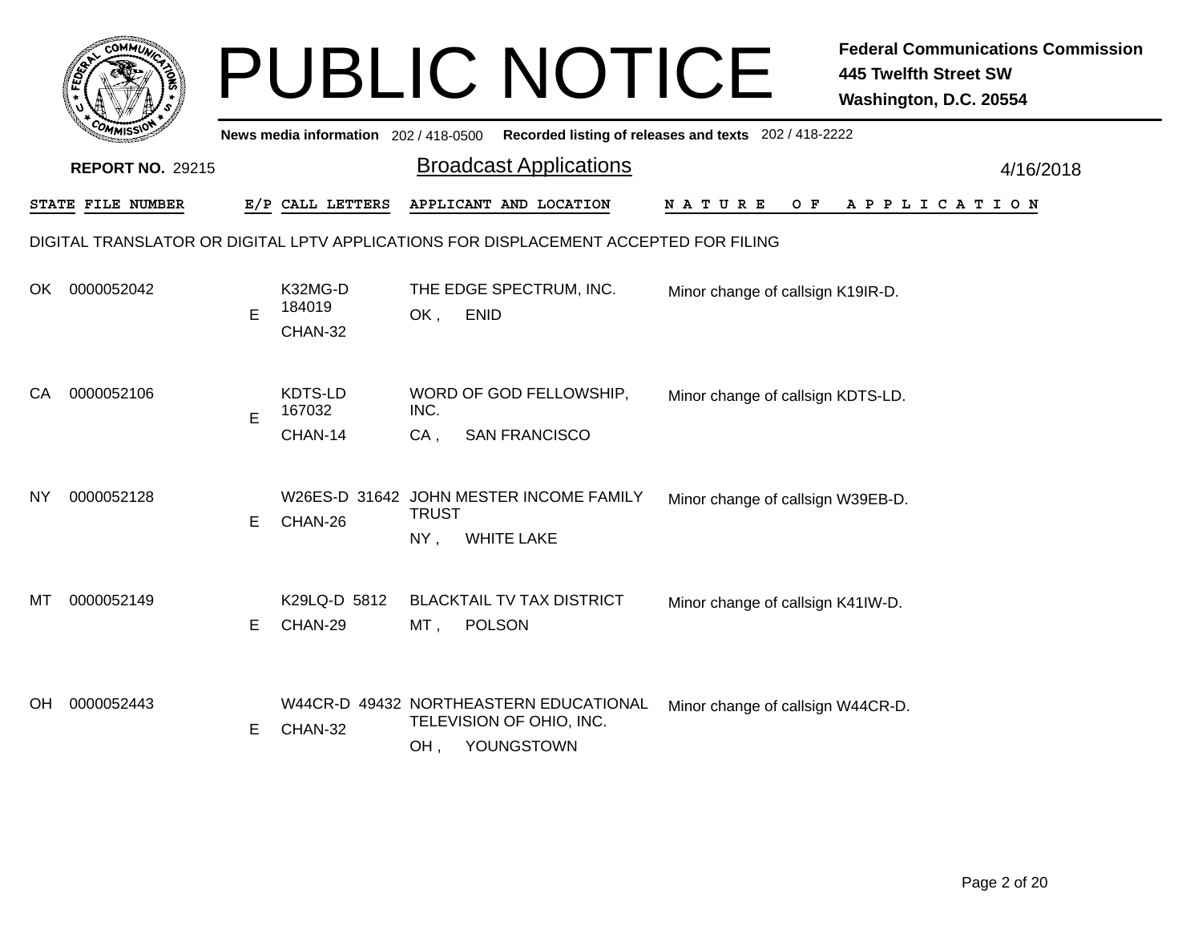# PUBLIC NOTICE

**Federal Communications Commission**
**445 Twelfth Street SW**
**Washington, D.C. 20554**

**News media information** 202 / 418-0500 **Recorded listing of releases and texts** 202 / 418-2222

**REPORT NO.** 29215

## Broadcast Applications

4/16/2018

DIGITAL TRANSLATOR OR DIGITAL LPTV APPLICATIONS FOR DISPLACEMENT ACCEPTED FOR FILING

| STATE | FILE NUMBER | E/P | CALL LETTERS | APPLICANT AND LOCATION | NATURE OF APPLICATION |
|---|---|---|---|---|---|
| OK | 0000052042 | E | K32MG-D 184019 CHAN-32 | THE EDGE SPECTRUM, INC. OK , ENID | Minor change of callsign K19IR-D. |
| CA | 0000052106 | E | KDTS-LD 167032 CHAN-14 | WORD OF GOD FELLOWSHIP, INC. CA , SAN FRANCISCO | Minor change of callsign KDTS-LD. |
| NY | 0000052128 | E | W26ES-D 31642 CHAN-26 | JOHN MESTER INCOME FAMILY TRUST NY , WHITE LAKE | Minor change of callsign W39EB-D. |
| MT | 0000052149 | E | K29LQ-D 5812 CHAN-29 | BLACKTAIL TV TAX DISTRICT MT , POLSON | Minor change of callsign K41IW-D. |
| OH | 0000052443 | E | W44CR-D 49432 CHAN-32 | NORTHEASTERN EDUCATIONAL TELEVISION OF OHIO, INC. OH , YOUNGSTOWN | Minor change of callsign W44CR-D. |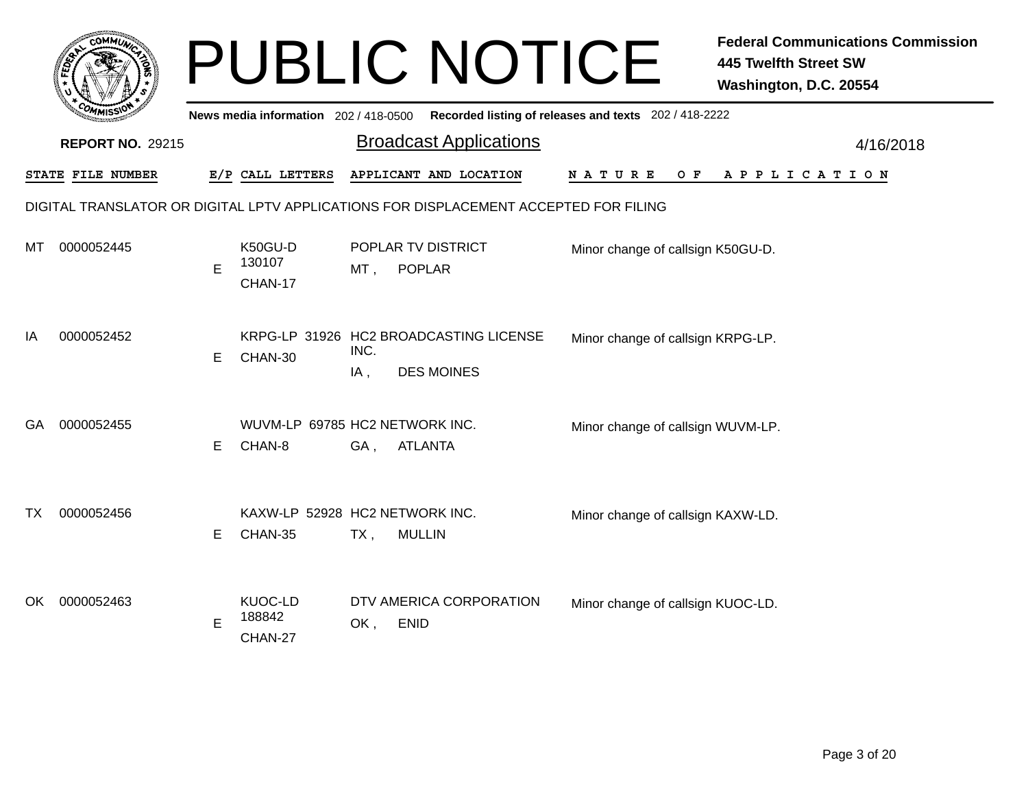# PUBLIC NOTICE

**Federal Communications Commission**
**445 Twelfth Street SW**
**Washington, D.C. 20554**

**News media information** 202 / 418-0500 **Recorded listing of releases and texts** 202 / 418-2222

**REPORT NO.** 29215

## Broadcast Applications

4/16/2018

| STATE | FILE NUMBER | E/P | CALL LETTERS | APPLICANT AND LOCATION | NATURE OF APPLICATION |
|---|---|---|---|---|---|
| DIGITAL TRANSLATOR OR DIGITAL LPTV APPLICATIONS FOR DISPLACEMENT ACCEPTED FOR FILING | | | | | |
| MT | 0000052445 | E | K50GU-D 130107 CHAN-17 | POPLAR TV DISTRICT MT , POPLAR | Minor change of callsign K50GU-D. |
| IA | 0000052452 | E | KRPG-LP 31926 CHAN-30 | HC2 BROADCASTING LICENSE INC. IA , DES MOINES | Minor change of callsign KRPG-LP. |
| GA | 0000052455 | E | WUVM-LP 69785 CHAN-8 | HC2 NETWORK INC. GA , ATLANTA | Minor change of callsign WUVM-LP. |
| TX | 0000052456 | E | KAXW-LP 52928 CHAN-35 | HC2 NETWORK INC. TX , MULLIN | Minor change of callsign KAXW-LD. |
| OK | 0000052463 | E | KUOC-LD 188842 CHAN-27 | DTV AMERICA CORPORATION OK , ENID | Minor change of callsign KUOC-LD. |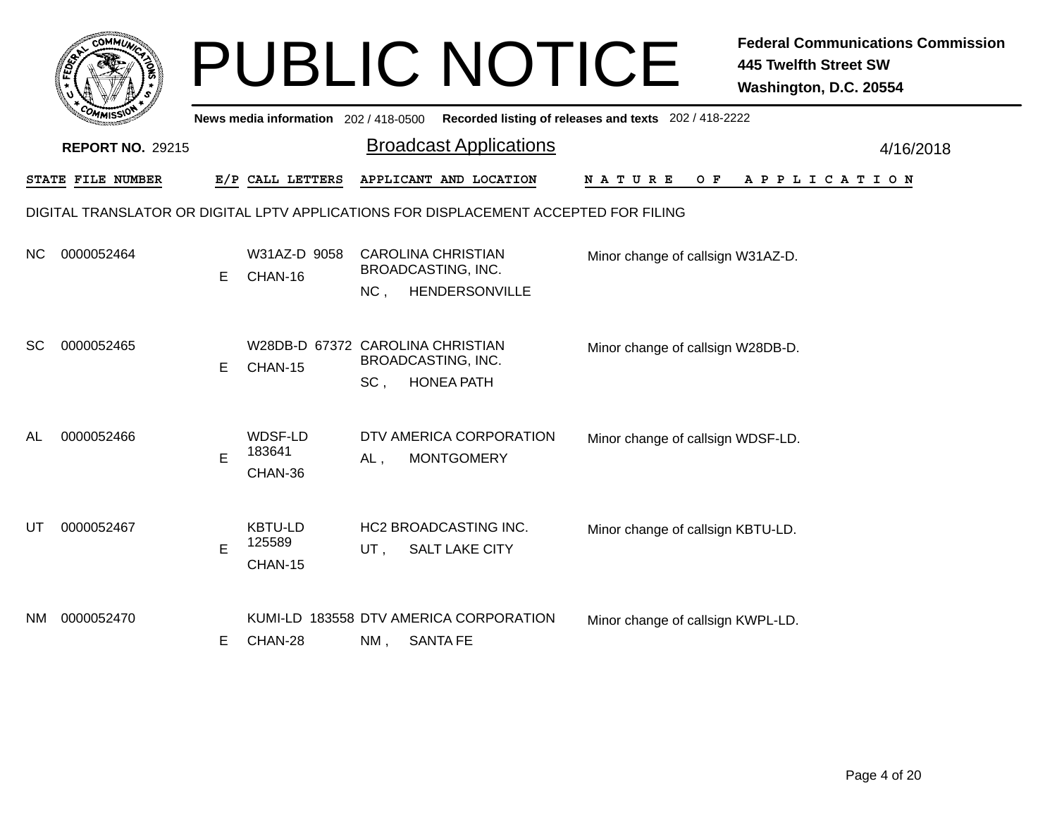# PUBLIC NOTICE

**Federal Communications Commission**
**445 Twelfth Street SW**
**Washington, D.C. 20554**

**News media information** 202 / 418-0500 **Recorded listing of releases and texts** 202 / 418-2222

**REPORT NO.** 29215

## Broadcast Applications

4/16/2018

DIGITAL TRANSLATOR OR DIGITAL LPTV APPLICATIONS FOR DISPLACEMENT ACCEPTED FOR FILING

| STATE | FILE NUMBER | E/P | CALL LETTERS | APPLICANT AND LOCATION | NATURE OF APPLICATION |
|---|---|---|---|---|---|
| NC | 0000052464 | E | W31AZ-D 9058 CHAN-16 | CAROLINA CHRISTIAN BROADCASTING, INC. NC , HENDERSONVILLE | Minor change of callsign W31AZ-D. |
| SC | 0000052465 | E | W28DB-D 67372 CHAN-15 | CAROLINA CHRISTIAN BROADCASTING, INC. SC , HONEA PATH | Minor change of callsign W28DB-D. |
| AL | 0000052466 | E | WDSF-LD 183641 CHAN-36 | DTV AMERICA CORPORATION AL , MONTGOMERY | Minor change of callsign WDSF-LD. |
| UT | 0000052467 | E | KBTU-LD 125589 CHAN-15 | HC2 BROADCASTING INC. UT , SALT LAKE CITY | Minor change of callsign KBTU-LD. |
| NM | 0000052470 | E | KUMI-LD 183558 CHAN-28 | DTV AMERICA CORPORATION NM , SANTA FE | Minor change of callsign KWPL-LD. |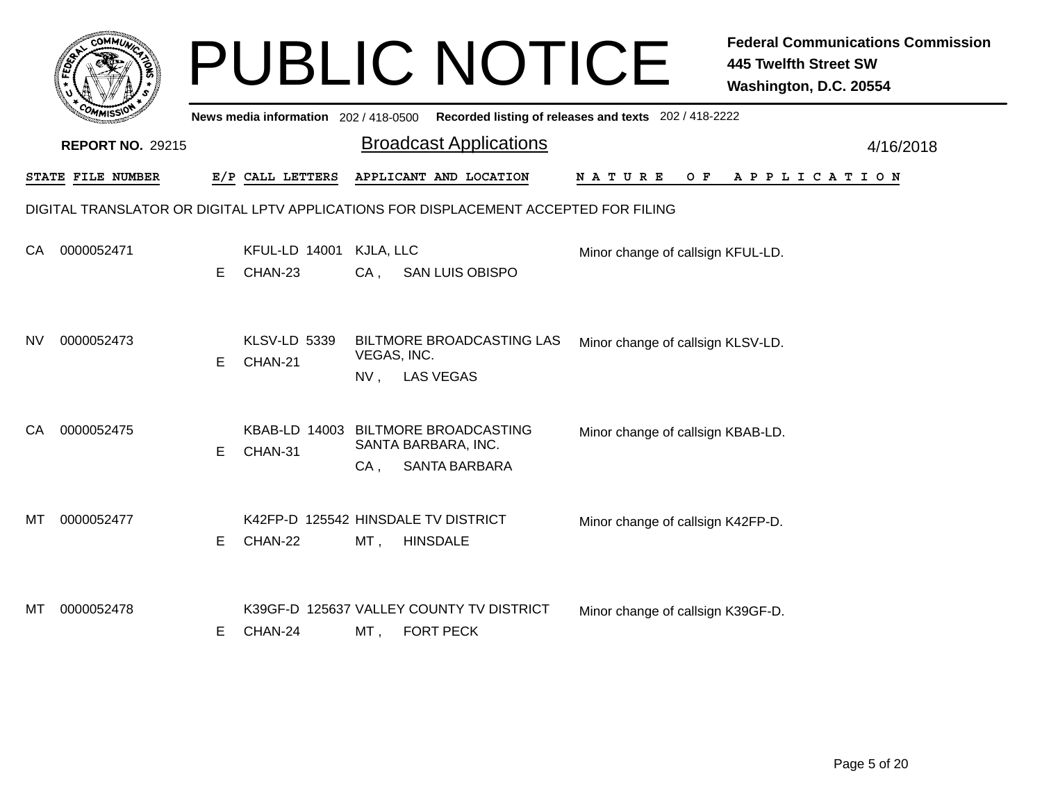# PUBLIC NOTICE

**Federal Communications Commission**
**445 Twelfth Street SW**
**Washington, D.C. 20554**

**News media information** 202 / 418-0500 **Recorded listing of releases and texts** 202 / 418-2222

**REPORT NO.** 29215

## Broadcast Applications

4/16/2018

DIGITAL TRANSLATOR OR DIGITAL LPTV APPLICATIONS FOR DISPLACEMENT ACCEPTED FOR FILING

| STATE | FILE NUMBER | E/P | CALL LETTERS | APPLICANT AND LOCATION | NATURE OF APPLICATION |
|---|---|---|---|---|---|
| CA | 0000052471 | E | KFUL-LD 14001 CHAN-23 | KJLA, LLC CA , SAN LUIS OBISPO | Minor change of callsign KFUL-LD. |
| NV | 0000052473 | E | KLSV-LD 5339 CHAN-21 | BILTMORE BROADCASTING LAS VEGAS, INC. NV , LAS VEGAS | Minor change of callsign KLSV-LD. |
| CA | 0000052475 | E | KBAB-LD 14003 CHAN-31 | BILTMORE BROADCASTING SANTA BARBARA, INC. CA , SANTA BARBARA | Minor change of callsign KBAB-LD. |
| MT | 0000052477 | E | K42FP-D 125542 CHAN-22 | HINSDALE TV DISTRICT MT , HINSDALE | Minor change of callsign K42FP-D. |
| MT | 0000052478 | E | K39GF-D 125637 CHAN-24 | VALLEY COUNTY TV DISTRICT MT , FORT PECK | Minor change of callsign K39GF-D. |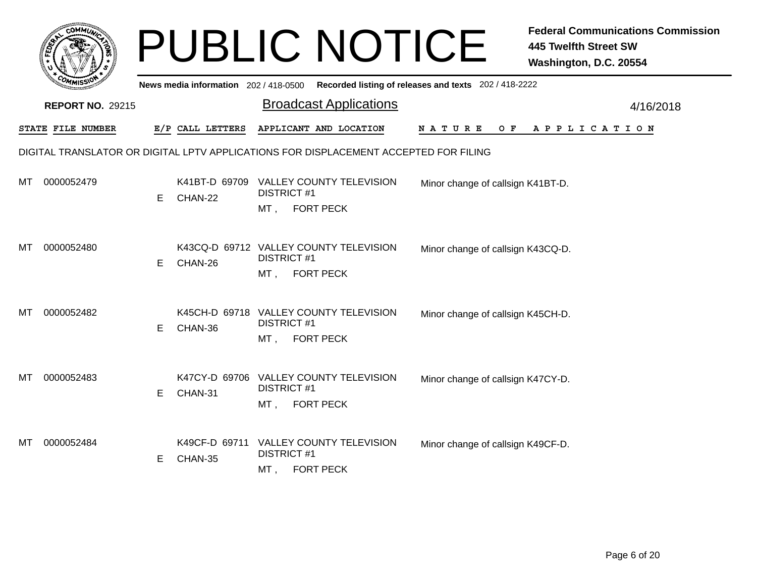# PUBLIC NOTICE

**Federal Communications Commission**
**445 Twelfth Street SW**
**Washington, D.C. 20554**

News media information 202 / 418-0500 Recorded listing of releases and texts 202 / 418-2222

**REPORT NO.** 29215

## Broadcast Applications

4/16/2018

| STATE | FILE NUMBER | E/P | CALL LETTERS | APPLICANT AND LOCATION | NATURE OF APPLICATION |
|---|---|---|---|---|---|

DIGITAL TRANSLATOR OR DIGITAL LPTV APPLICATIONS FOR DISPLACEMENT ACCEPTED FOR FILING

| STATE | FILE NUMBER | E/P | CALL LETTERS | APPLICANT AND LOCATION | NATURE OF APPLICATION |
|---|---|---|---|---|---|
| MT | 0000052479 | E | K41BT-D 69709 CHAN-22 | VALLEY COUNTY TELEVISION DISTRICT #1 MT , FORT PECK | Minor change of callsign K41BT-D. |
| MT | 0000052480 | E | K43CQ-D 69712 CHAN-26 | VALLEY COUNTY TELEVISION DISTRICT #1 MT , FORT PECK | Minor change of callsign K43CQ-D. |
| MT | 0000052482 | E | K45CH-D 69718 CHAN-36 | VALLEY COUNTY TELEVISION DISTRICT #1 MT , FORT PECK | Minor change of callsign K45CH-D. |
| MT | 0000052483 | E | K47CY-D 69706 CHAN-31 | VALLEY COUNTY TELEVISION DISTRICT #1 MT , FORT PECK | Minor change of callsign K47CY-D. |
| MT | 0000052484 | E | K49CF-D 69711 CHAN-35 | VALLEY COUNTY TELEVISION DISTRICT #1 MT , FORT PECK | Minor change of callsign K49CF-D. |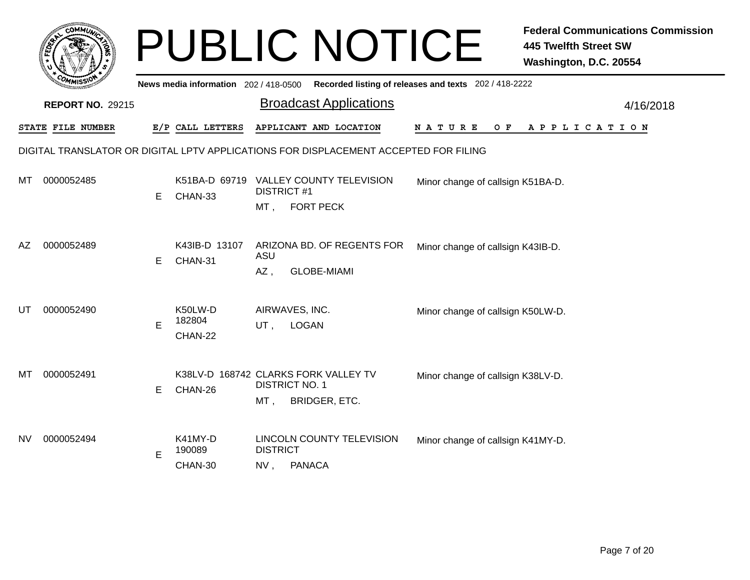# PUBLIC NOTICE

**Federal Communications Commission**
**445 Twelfth Street SW**
**Washington, D.C. 20554**

**News media information** 202 / 418-0500 **Recorded listing of releases and texts** 202 / 418-2222

**REPORT NO.** 29215

## Broadcast Applications

4/16/2018

DIGITAL TRANSLATOR OR DIGITAL LPTV APPLICATIONS FOR DISPLACEMENT ACCEPTED FOR FILING

| STATE | FILE NUMBER | E/P | CALL LETTERS | APPLICANT AND LOCATION | NATURE OF APPLICATION |
|---|---|---|---|---|---|
| MT | 0000052485 | E | K51BA-D 69719 CHAN-33 | VALLEY COUNTY TELEVISION DISTRICT #1 MT , FORT PECK | Minor change of callsign K51BA-D. |
| AZ | 0000052489 | E | K43IB-D 13107 CHAN-31 | ARIZONA BD. OF REGENTS FOR ASU AZ , GLOBE-MIAMI | Minor change of callsign K43IB-D. |
| UT | 0000052490 | E | K50LW-D 182804 CHAN-22 | AIRWAVES, INC. UT , LOGAN | Minor change of callsign K50LW-D. |
| MT | 0000052491 | E | K38LV-D 168742 CHAN-26 | CLARKS FORK VALLEY TV DISTRICT NO. 1 MT , BRIDGER, ETC. | Minor change of callsign K38LV-D. |
| NV | 0000052494 | E | K41MY-D 190089 CHAN-30 | LINCOLN COUNTY TELEVISION DISTRICT NV , PANACA | Minor change of callsign K41MY-D. |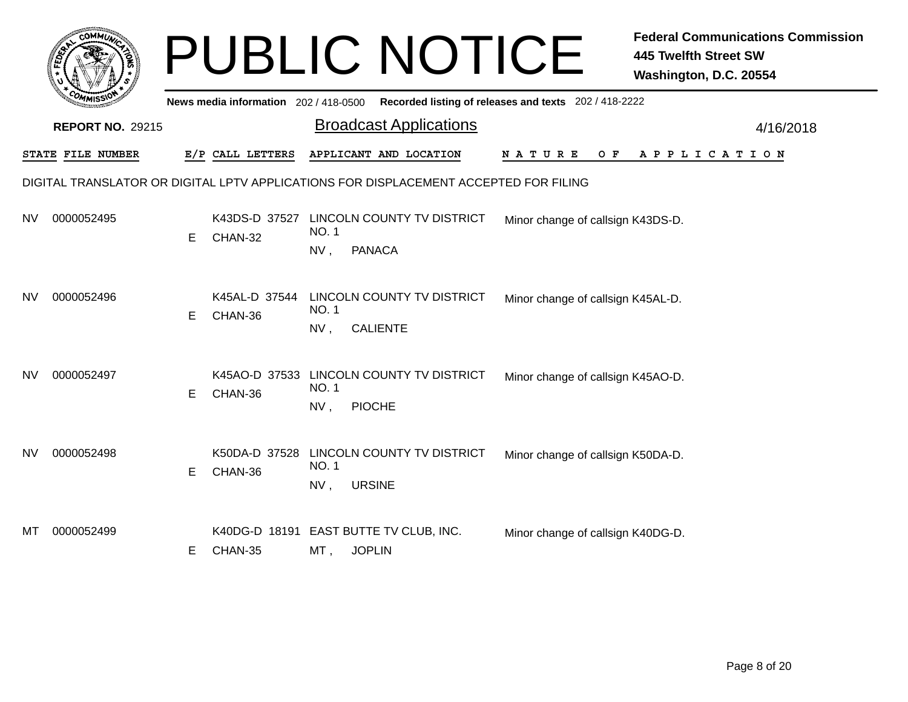# PUBLIC NOTICE

**Federal Communications Commission**
**445 Twelfth Street SW**
**Washington, D.C. 20554**

**News media information** 202 / 418-0500 **Recorded listing of releases and texts** 202 / 418-2222

**REPORT NO.** 29215

## Broadcast Applications

4/16/2018

DIGITAL TRANSLATOR OR DIGITAL LPTV APPLICATIONS FOR DISPLACEMENT ACCEPTED FOR FILING

| STATE | FILE NUMBER | E/P | CALL LETTERS | APPLICANT AND LOCATION | NATURE OF APPLICATION |
|---|---|---|---|---|---|
| NV | 0000052495 | E | K43DS-D 37527 CHAN-32 | LINCOLN COUNTY TV DISTRICT NO. 1 NV , PANACA | Minor change of callsign K43DS-D. |
| NV | 0000052496 | E | K45AL-D 37544 CHAN-36 | LINCOLN COUNTY TV DISTRICT NO. 1 NV , CALIENTE | Minor change of callsign K45AL-D. |
| NV | 0000052497 | E | K45AO-D 37533 CHAN-36 | LINCOLN COUNTY TV DISTRICT NO. 1 NV , PIOCHE | Minor change of callsign K45AO-D. |
| NV | 0000052498 | E | K50DA-D 37528 CHAN-36 | LINCOLN COUNTY TV DISTRICT NO. 1 NV , URSINE | Minor change of callsign K50DA-D. |
| MT | 0000052499 | E | K40DG-D 18191 CHAN-35 | EAST BUTTE TV CLUB, INC. MT , JOPLIN | Minor change of callsign K40DG-D. |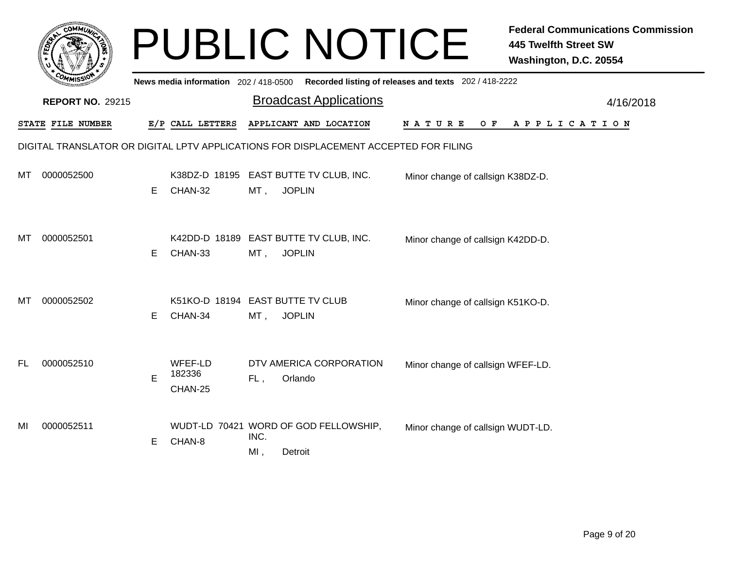# PUBLIC NOTICE

**Federal Communications Commission**
**445 Twelfth Street SW**
**Washington, D.C. 20554**

**News media information** 202 / 418-0500 **Recorded listing of releases and texts** 202 / 418-2222

**REPORT NO.** 29215

## Broadcast Applications

4/16/2018

DIGITAL TRANSLATOR OR DIGITAL LPTV APPLICATIONS FOR DISPLACEMENT ACCEPTED FOR FILING

| STATE | FILE NUMBER | E/P | CALL LETTERS | APPLICANT AND LOCATION | NATURE OF APPLICATION |
|---|---|---|---|---|---|
| MT | 0000052500 | E | K38DZ-D 18195 CHAN-32 | EAST BUTTE TV CLUB, INC. MT , JOPLIN | Minor change of callsign K38DZ-D. |
| MT | 0000052501 | E | K42DD-D 18189 CHAN-33 | EAST BUTTE TV CLUB, INC. MT , JOPLIN | Minor change of callsign K42DD-D. |
| MT | 0000052502 | E | K51KO-D 18194 CHAN-34 | EAST BUTTE TV CLUB MT , JOPLIN | Minor change of callsign K51KO-D. |
| FL | 0000052510 | E | WFEF-LD 182336 CHAN-25 | DTV AMERICA CORPORATION FL , Orlando | Minor change of callsign WFEF-LD. |
| MI | 0000052511 | E | WUDT-LD 70421 CHAN-8 | WORD OF GOD FELLOWSHIP, INC. MI , Detroit | Minor change of callsign WUDT-LD. |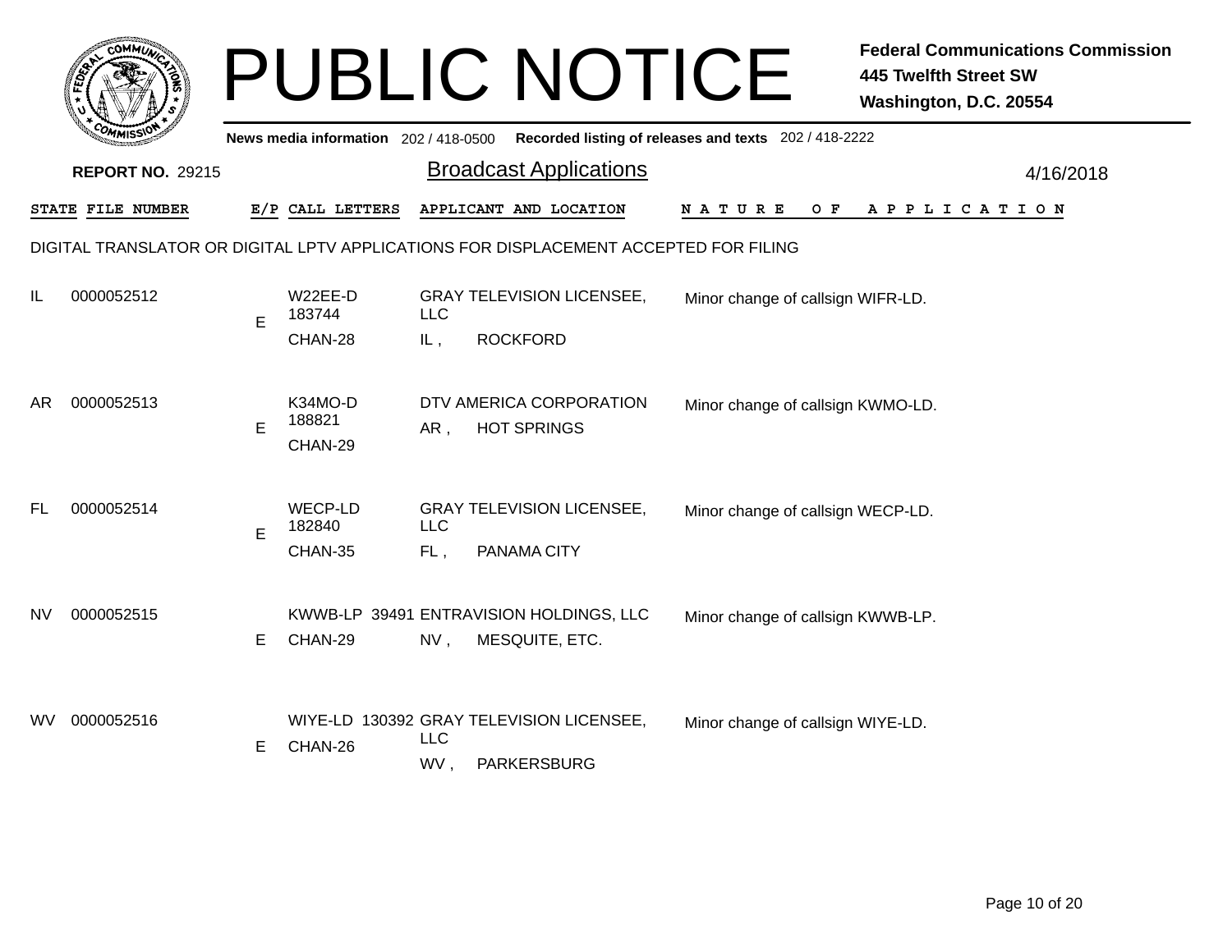# PUBLIC NOTICE

**Federal Communications Commission**
**445 Twelfth Street SW**
**Washington, D.C. 20554**

**News media information** 202 / 418-0500 **Recorded listing of releases and texts** 202 / 418-2222

**REPORT NO.** 29215

## Broadcast Applications

4/16/2018

| STATE | FILE NUMBER | E/P | CALL LETTERS | APPLICANT AND LOCATION | NATURE OF APPLICATION |
|---|---|---|---|---|---|

DIGITAL TRANSLATOR OR DIGITAL LPTV APPLICATIONS FOR DISPLACEMENT ACCEPTED FOR FILING

| STATE | FILE NUMBER | E/P | CALL LETTERS | APPLICANT AND LOCATION | NATURE OF APPLICATION |
|---|---|---|---|---|---|
| IL | 0000052512 | E | W22EE-D 183744 CHAN-28 | GRAY TELEVISION LICENSEE, LLC IL , ROCKFORD | Minor change of callsign WIFR-LD. |
| AR | 0000052513 | E | K34MO-D 188821 CHAN-29 | DTV AMERICA CORPORATION AR , HOT SPRINGS | Minor change of callsign KWMO-LD. |
| FL | 0000052514 | E | WECP-LD 182840 CHAN-35 | GRAY TELEVISION LICENSEE, LLC FL , PANAMA CITY | Minor change of callsign WECP-LD. |
| NV | 0000052515 | E | KWWB-LP 39491 CHAN-29 | ENTRAVISION HOLDINGS, LLC NV , MESQUITE, ETC. | Minor change of callsign KWWB-LP. |
| WV | 0000052516 | E | WIYE-LD 130392 CHAN-26 | GRAY TELEVISION LICENSEE, LLC WV , PARKERSBURG | Minor change of callsign WIYE-LD. |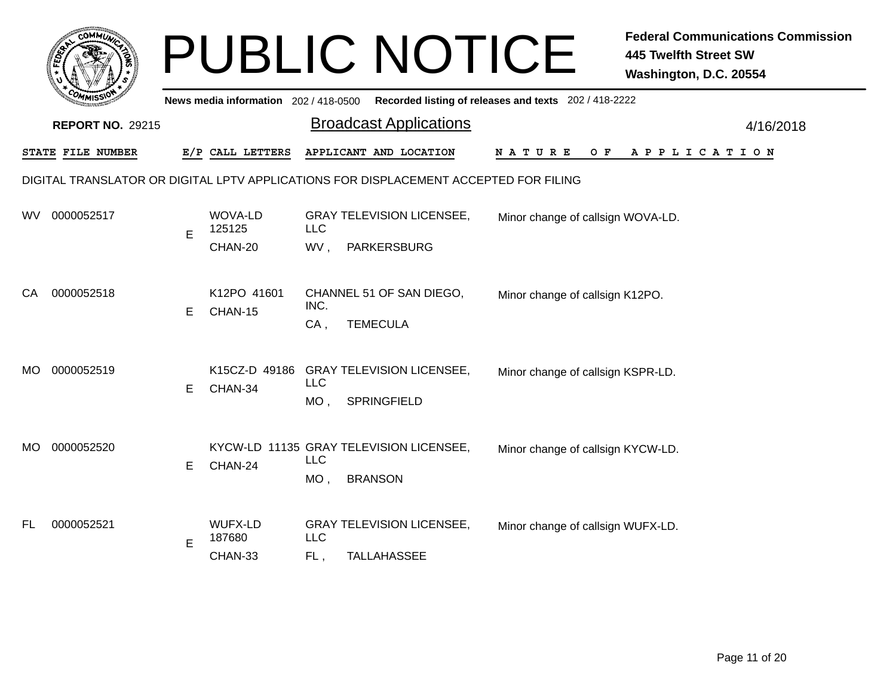# PUBLIC NOTICE

**Federal Communications Commission**
**445 Twelfth Street SW**
**Washington, D.C. 20554**

News media information 202 / 418-0500 Recorded listing of releases and texts 202 / 418-2222

**REPORT NO.** 29215

## Broadcast Applications

4/16/2018

DIGITAL TRANSLATOR OR DIGITAL LPTV APPLICATIONS FOR DISPLACEMENT ACCEPTED FOR FILING

| STATE | FILE NUMBER | E/P | CALL LETTERS | APPLICANT AND LOCATION | NATURE OF APPLICATION |
|---|---|---|---|---|---|
| WV | 0000052517 | E | WOVA-LD 125125 CHAN-20 | GRAY TELEVISION LICENSEE, LLC WV , PARKERSBURG | Minor change of callsign WOVA-LD. |
| CA | 0000052518 | E | K12PO 41601 CHAN-15 | CHANNEL 51 OF SAN DIEGO, INC. CA , TEMECULA | Minor change of callsign K12PO. |
| MO | 0000052519 | E | K15CZ-D 49186 CHAN-34 | GRAY TELEVISION LICENSEE, LLC MO , SPRINGFIELD | Minor change of callsign KSPR-LD. |
| MO | 0000052520 | E | KYCW-LD 11135 CHAN-24 | GRAY TELEVISION LICENSEE, LLC MO , BRANSON | Minor change of callsign KYCW-LD. |
| FL | 0000052521 | E | WUFX-LD 187680 CHAN-33 | GRAY TELEVISION LICENSEE, LLC FL , TALLAHASSEE | Minor change of callsign WUFX-LD. |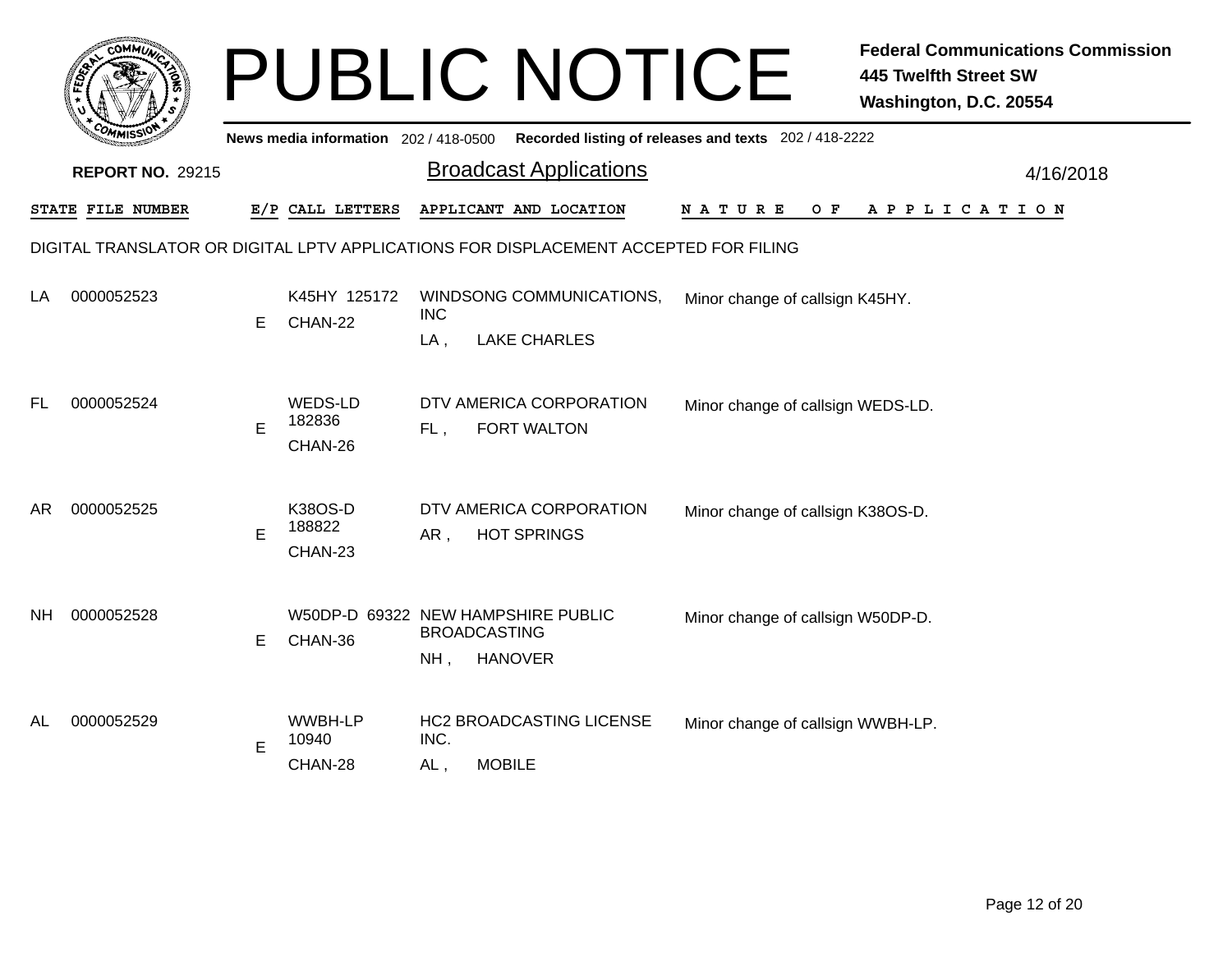# PUBLIC NOTICE

**Federal Communications Commission**
**445 Twelfth Street SW**
**Washington, D.C. 20554**

**News media information** 202 / 418-0500 **Recorded listing of releases and texts** 202 / 418-2222

**REPORT NO.** 29215

## Broadcast Applications

4/16/2018

DIGITAL TRANSLATOR OR DIGITAL LPTV APPLICATIONS FOR DISPLACEMENT ACCEPTED FOR FILING

| STATE | FILE NUMBER | E/P | CALL LETTERS | APPLICANT AND LOCATION | NATURE OF APPLICATION |
|---|---|---|---|---|---|
| LA | 0000052523 | E | K45HY 125172 CHAN-22 | WINDSONG COMMUNICATIONS, INC LA , LAKE CHARLES | Minor change of callsign K45HY. |
| FL | 0000052524 | E | WEDS-LD 182836 CHAN-26 | DTV AMERICA CORPORATION FL , FORT WALTON | Minor change of callsign WEDS-LD. |
| AR | 0000052525 | E | K38OS-D 188822 CHAN-23 | DTV AMERICA CORPORATION AR , HOT SPRINGS | Minor change of callsign K38OS-D. |
| NH | 0000052528 | E | W50DP-D 69322 CHAN-36 | NEW HAMPSHIRE PUBLIC BROADCASTING NH , HANOVER | Minor change of callsign W50DP-D. |
| AL | 0000052529 | E | WWBH-LP 10940 CHAN-28 | HC2 BROADCASTING LICENSE INC. AL , MOBILE | Minor change of callsign WWBH-LP. |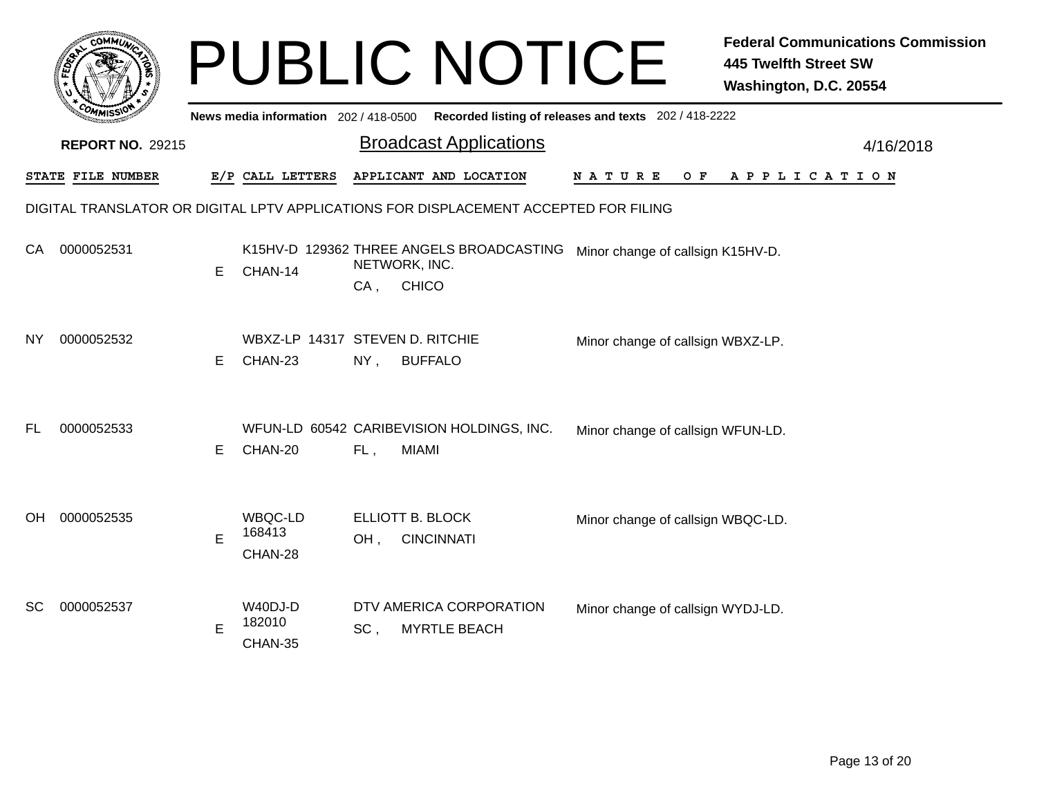# PUBLIC NOTICE

**Federal Communications Commission**
**445 Twelfth Street SW**
**Washington, D.C. 20554**

**News media information** 202 / 418-0500 **Recorded listing of releases and texts** 202 / 418-2222

**REPORT NO.** 29215

## Broadcast Applications

4/16/2018

DIGITAL TRANSLATOR OR DIGITAL LPTV APPLICATIONS FOR DISPLACEMENT ACCEPTED FOR FILING

| STATE | FILE NUMBER | E/P | CALL LETTERS | APPLICANT AND LOCATION | NATURE OF APPLICATION |
|---|---|---|---|---|---|
| CA | 0000052531 | E | K15HV-D 129362 CHAN-14 | THREE ANGELS BROADCASTING NETWORK, INC. CA , CHICO | Minor change of callsign K15HV-D. |
| NY | 0000052532 | E | WBXZ-LP 14317 CHAN-23 | STEVEN D. RITCHIE NY , BUFFALO | Minor change of callsign WBXZ-LP. |
| FL | 0000052533 | E | WFUN-LD 60542 CHAN-20 | CARIBEVISION HOLDINGS, INC. FL , MIAMI | Minor change of callsign WFUN-LD. |
| OH | 0000052535 | E | WBQC-LD 168413 CHAN-28 | ELLIOTT B. BLOCK OH , CINCINNATI | Minor change of callsign WBQC-LD. |
| SC | 0000052537 | E | W40DJ-D 182010 CHAN-35 | DTV AMERICA CORPORATION SC , MYRTLE BEACH | Minor change of callsign WYDJ-LD. |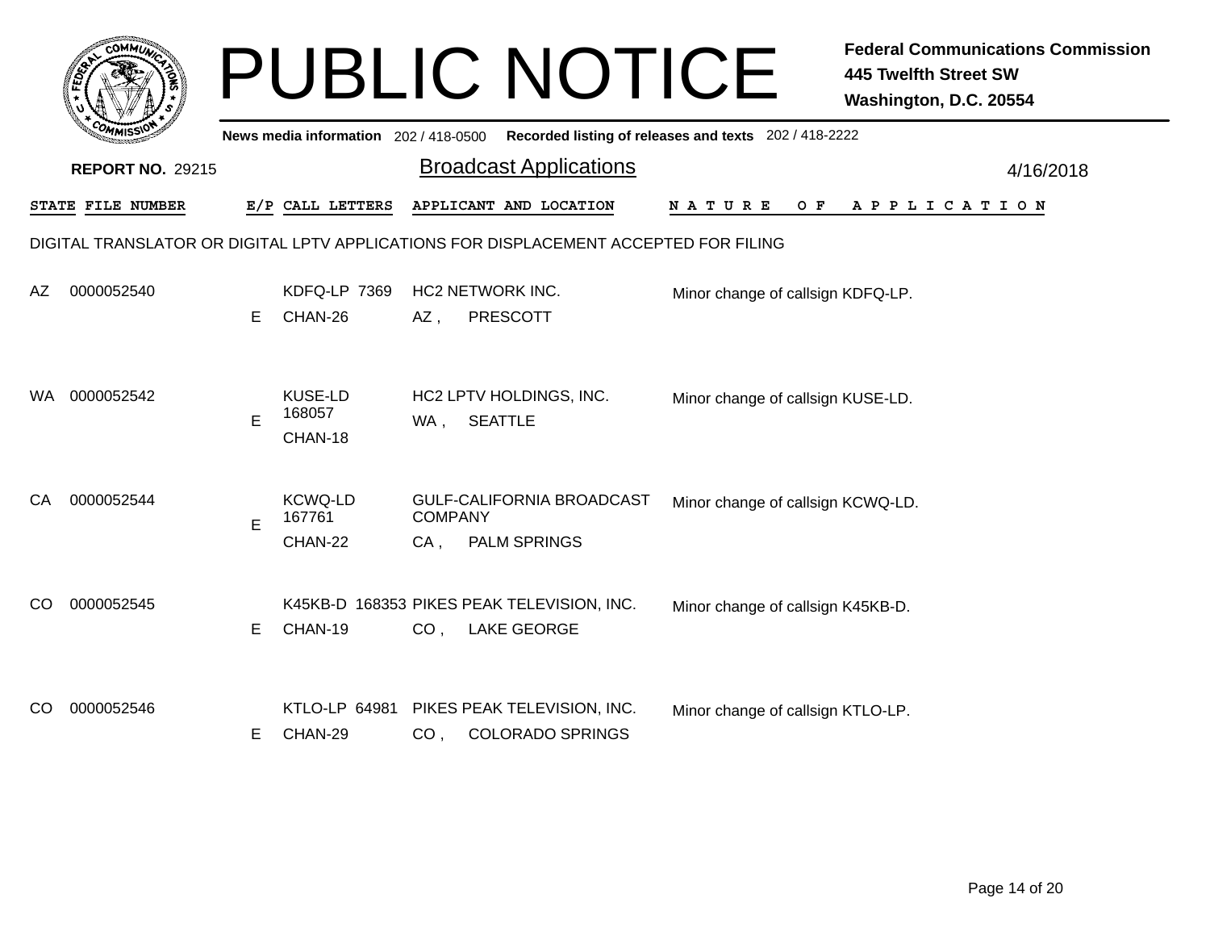# PUBLIC NOTICE

**Federal Communications Commission**
**445 Twelfth Street SW**
**Washington, D.C. 20554**

**News media information** 202 / 418-0500 **Recorded listing of releases and texts** 202 / 418-2222

**REPORT NO.** 29215

## Broadcast Applications

4/16/2018

DIGITAL TRANSLATOR OR DIGITAL LPTV APPLICATIONS FOR DISPLACEMENT ACCEPTED FOR FILING

| STATE | FILE NUMBER | E/P | CALL LETTERS | APPLICANT AND LOCATION | NATURE OF APPLICATION |
|---|---|---|---|---|---|
| AZ | 0000052540 | E | KDFQ-LP 7369 CHAN-26 | HC2 NETWORK INC. AZ , PRESCOTT | Minor change of callsign KDFQ-LP. |
| WA | 0000052542 | E | KUSE-LD 168057 CHAN-18 | HC2 LPTV HOLDINGS, INC. WA , SEATTLE | Minor change of callsign KUSE-LD. |
| CA | 0000052544 | E | KCWQ-LD 167761 CHAN-22 | GULF-CALIFORNIA BROADCAST COMPANY CA , PALM SPRINGS | Minor change of callsign KCWQ-LD. |
| CO | 0000052545 | E | K45KB-D 168353 CHAN-19 | PIKES PEAK TELEVISION, INC. CO , LAKE GEORGE | Minor change of callsign K45KB-D. |
| CO | 0000052546 | E | KTLO-LP 64981 CHAN-29 | PIKES PEAK TELEVISION, INC. CO , COLORADO SPRINGS | Minor change of callsign KTLO-LP. |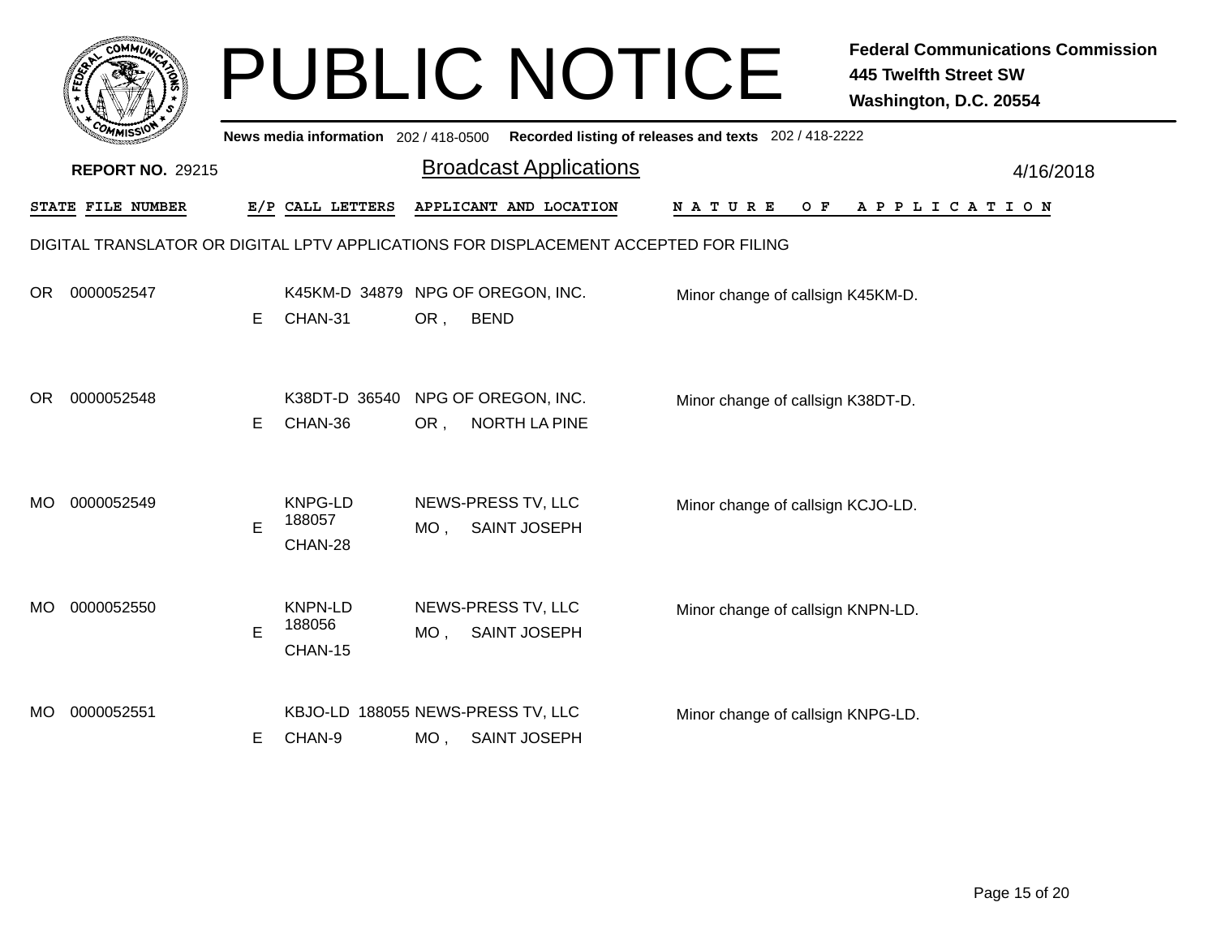# PUBLIC NOTICE

**Federal Communications Commission**
**445 Twelfth Street SW**
**Washington, D.C. 20554**

**News media information** 202 / 418-0500 **Recorded listing of releases and texts** 202 / 418-2222

**REPORT NO.** 29215

## Broadcast Applications

4/16/2018

DIGITAL TRANSLATOR OR DIGITAL LPTV APPLICATIONS FOR DISPLACEMENT ACCEPTED FOR FILING

| STATE | FILE NUMBER | E/P | CALL LETTERS | APPLICANT AND LOCATION | NATURE OF APPLICATION |
|---|---|---|---|---|---|
| OR | 0000052547 | E | K45KM-D 34879 CHAN-31 | NPG OF OREGON, INC. OR , BEND | Minor change of callsign K45KM-D. |
| OR | 0000052548 | E | K38DT-D 36540 CHAN-36 | NPG OF OREGON, INC. OR , NORTH LA PINE | Minor change of callsign K38DT-D. |
| MO | 0000052549 | E | KNPG-LD 188057 CHAN-28 | NEWS-PRESS TV, LLC MO , SAINT JOSEPH | Minor change of callsign KCJO-LD. |
| MO | 0000052550 | E | KNPN-LD 188056 CHAN-15 | NEWS-PRESS TV, LLC MO , SAINT JOSEPH | Minor change of callsign KNPN-LD. |
| MO | 0000052551 | E | KBJO-LD 188055 CHAN-9 | NEWS-PRESS TV, LLC MO , SAINT JOSEPH | Minor change of callsign KNPG-LD. |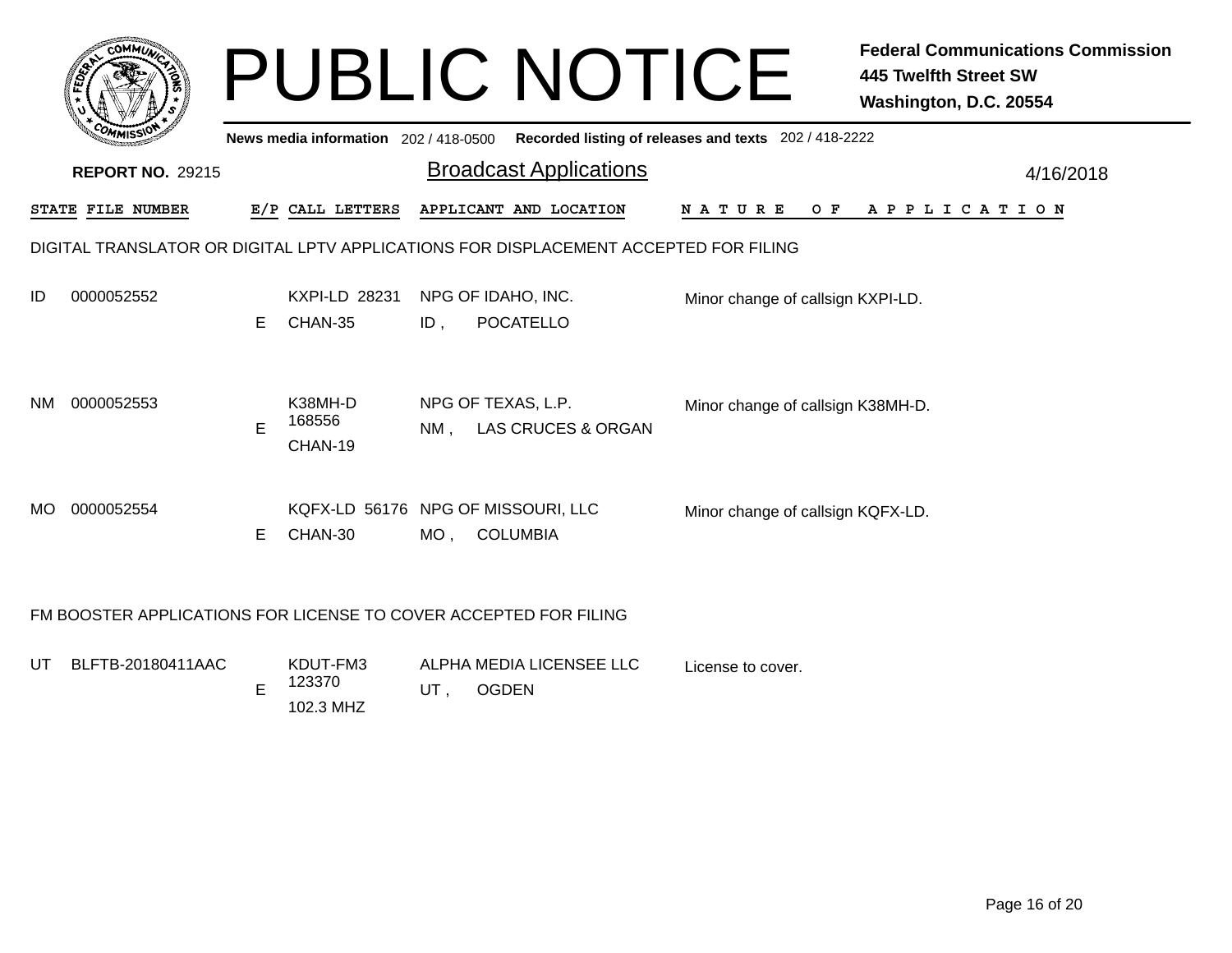# PUBLIC NOTICE

**Federal Communications Commission**
**445 Twelfth Street SW**
**Washington, D.C. 20554**

**News media information** 202 / 418-0500 **Recorded listing of releases and texts** 202 / 418-2222

**REPORT NO.** 29215

## Broadcast Applications

4/16/2018

### DIGITAL TRANSLATOR OR DIGITAL LPTV APPLICATIONS FOR DISPLACEMENT ACCEPTED FOR FILING

| STATE | FILE NUMBER | E/P | CALL LETTERS | APPLICANT AND LOCATION | NATURE OF APPLICATION |
|---|---|---|---|---|---|
| ID | 0000052552 | E | KXPI-LD 28231 CHAN-35 | NPG OF IDAHO, INC. ID , POCATELLO | Minor change of callsign KXPI-LD. |
| NM | 0000052553 | E | K38MH-D 168556 CHAN-19 | NPG OF TEXAS, L.P. NM , LAS CRUCES & ORGAN | Minor change of callsign K38MH-D. |
| MO | 0000052554 | E | KQFX-LD 56176 CHAN-30 | NPG OF MISSOURI, LLC MO , COLUMBIA | Minor change of callsign KQFX-LD. |

### FM BOOSTER APPLICATIONS FOR LICENSE TO COVER ACCEPTED FOR FILING

| STATE | FILE NUMBER | E/P | CALL LETTERS | APPLICANT AND LOCATION | NATURE OF APPLICATION |
|---|---|---|---|---|---|
| UT | BLFTB-20180411AAC | E | KDUT-FM3 123370 102.3 MHZ | ALPHA MEDIA LICENSEE LLC UT , OGDEN | License to cover. |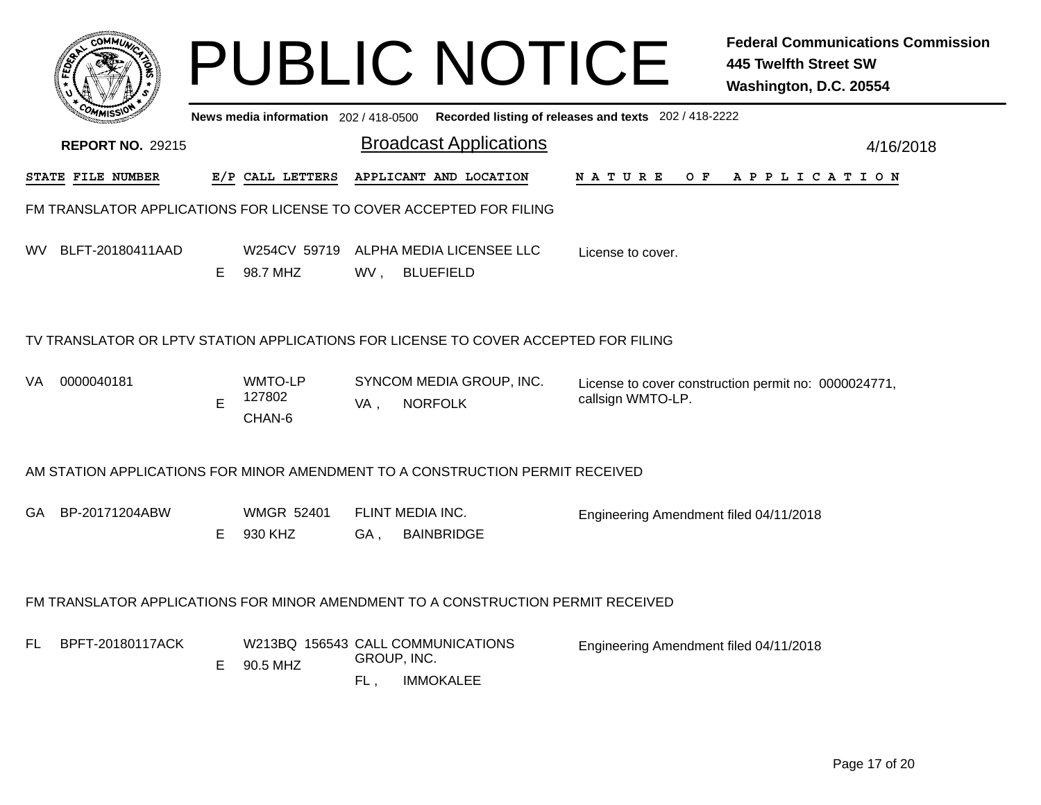# PUBLIC NOTICE

**Federal Communications Commission**
**445 Twelfth Street SW**
**Washington, D.C. 20554**

**News media information** 202 / 418-0500 **Recorded listing of releases and texts** 202 / 418-2222

**REPORT NO.** 29215

## Broadcast Applications

4/16/2018

| STATE | FILE NUMBER | E/P | CALL LETTERS | APPLICANT AND LOCATION | NATURE OF APPLICATION |
|---|---|---|---|---|---|

### FM TRANSLATOR APPLICATIONS FOR LICENSE TO COVER ACCEPTED FOR FILING

| STATE | FILE NUMBER | E/P | CALL LETTERS | APPLICANT AND LOCATION | NATURE OF APPLICATION |
|---|---|---|---|---|---|
| WV | BLFT-20180411AAD | E | W254CV 59719 98.7 MHZ | ALPHA MEDIA LICENSEE LLC WV , BLUEFIELD | License to cover. |

### TV TRANSLATOR OR LPTV STATION APPLICATIONS FOR LICENSE TO COVER ACCEPTED FOR FILING

| STATE | FILE NUMBER | E/P | CALL LETTERS | APPLICANT AND LOCATION | NATURE OF APPLICATION |
|---|---|---|---|---|---|
| VA | 0000040181 | E | WMTO-LP 127802 CHAN-6 | SYNCOM MEDIA GROUP, INC. VA , NORFOLK | License to cover construction permit no: 0000024771, callsign WMTO-LP. |

### AM STATION APPLICATIONS FOR MINOR AMENDMENT TO A CONSTRUCTION PERMIT RECEIVED

| STATE | FILE NUMBER | E/P | CALL LETTERS | APPLICANT AND LOCATION | NATURE OF APPLICATION |
|---|---|---|---|---|---|
| GA | BP-20171204ABW | E | WMGR 52401 930 KHZ | FLINT MEDIA INC. GA , BAINBRIDGE | Engineering Amendment filed 04/11/2018 |

### FM TRANSLATOR APPLICATIONS FOR MINOR AMENDMENT TO A CONSTRUCTION PERMIT RECEIVED

| STATE | FILE NUMBER | E/P | CALL LETTERS | APPLICANT AND LOCATION | NATURE OF APPLICATION |
|---|---|---|---|---|---|
| FL | BPFT-20180117ACK | E | W213BQ 156543 90.5 MHZ | CALL COMMUNICATIONS GROUP, INC. FL , IMMOKALEE | Engineering Amendment filed 04/11/2018 |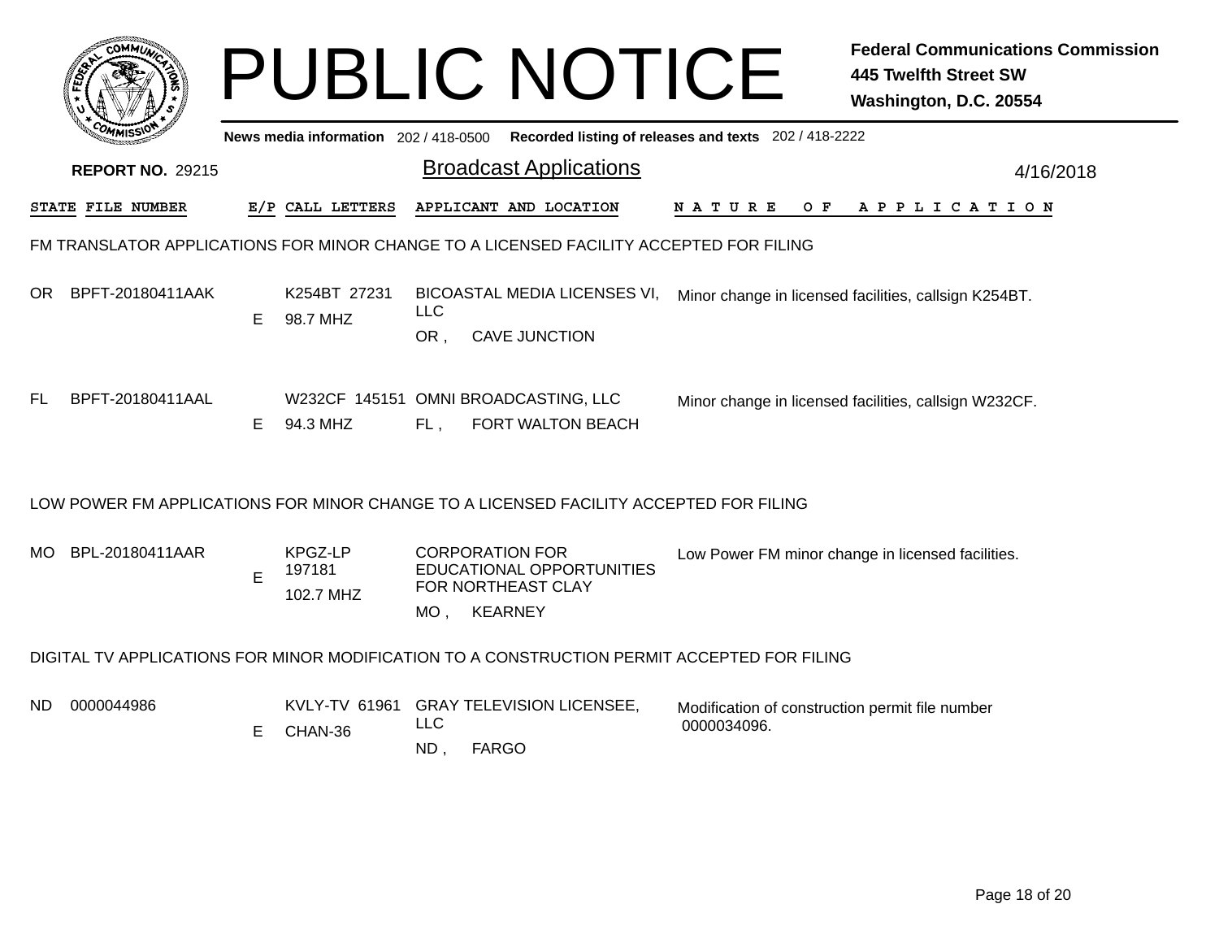# PUBLIC NOTICE

**Federal Communications Commission**
**445 Twelfth Street SW**
**Washington, D.C. 20554**

**News media information** 202 / 418-0500 **Recorded listing of releases and texts** 202 / 418-2222

**REPORT NO.** 29215

## Broadcast Applications

4/16/2018

| STATE | FILE NUMBER | E/P | CALL LETTERS | APPLICANT AND LOCATION | NATURE OF APPLICATION |
|---|---|---|---|---|---|

### FM TRANSLATOR APPLICATIONS FOR MINOR CHANGE TO A LICENSED FACILITY ACCEPTED FOR FILING

| STATE | FILE NUMBER | E/P | CALL LETTERS | APPLICANT AND LOCATION | NATURE OF APPLICATION |
|---|---|---|---|---|---|
| OR | BPFT-20180411AAK | E | K254BT 27231 98.7 MHZ | BICOASTAL MEDIA LICENSES VI, LLC OR , CAVE JUNCTION | Minor change in licensed facilities, callsign K254BT. |
| FL | BPFT-20180411AAL | E | W232CF 145151 94.3 MHZ | OMNI BROADCASTING, LLC FL , FORT WALTON BEACH | Minor change in licensed facilities, callsign W232CF. |

### LOW POWER FM APPLICATIONS FOR MINOR CHANGE TO A LICENSED FACILITY ACCEPTED FOR FILING

| STATE | FILE NUMBER | E/P | CALL LETTERS | APPLICANT AND LOCATION | NATURE OF APPLICATION |
|---|---|---|---|---|---|
| MO | BPL-20180411AAR | E | KPGZ-LP 197181 102.7 MHZ | CORPORATION FOR EDUCATIONAL OPPORTUNITIES FOR NORTHEAST CLAY MO , KEARNEY | Low Power FM minor change in licensed facilities. |

### DIGITAL TV APPLICATIONS FOR MINOR MODIFICATION TO A CONSTRUCTION PERMIT ACCEPTED FOR FILING

| STATE | FILE NUMBER | E/P | CALL LETTERS | APPLICANT AND LOCATION | NATURE OF APPLICATION |
|---|---|---|---|---|---|
| ND | 0000044986 | E | KVLY-TV 61961 CHAN-36 | GRAY TELEVISION LICENSEE, LLC ND , FARGO | Modification of construction permit file number 0000034096. |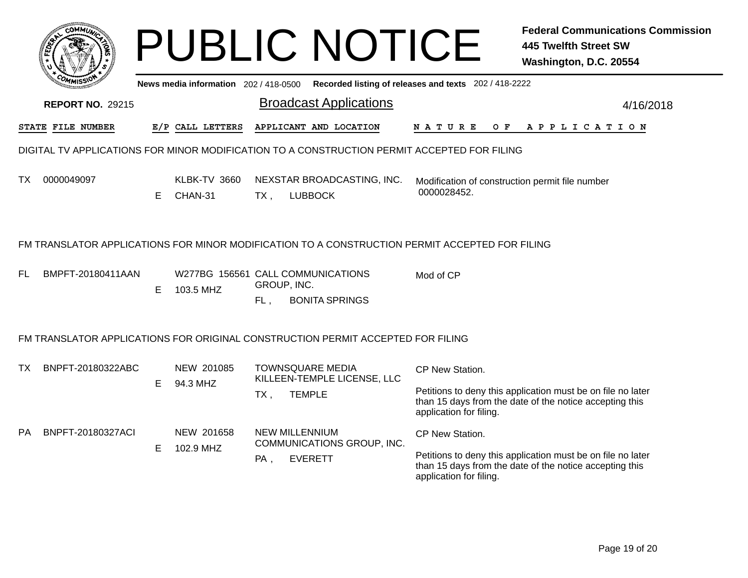# PUBLIC NOTICE

**Federal Communications Commission**
**445 Twelfth Street SW**
**Washington, D.C. 20554**

**News media information** 202 / 418-0500 **Recorded listing of releases and texts** 202 / 418-2222

**REPORT NO.** 29215

## Broadcast Applications

4/16/2018

| STATE | FILE NUMBER | E/P | CALL LETTERS | APPLICANT AND LOCATION | NATURE OF APPLICATION |
|---|---|---|---|---|---|

### DIGITAL TV APPLICATIONS FOR MINOR MODIFICATION TO A CONSTRUCTION PERMIT ACCEPTED FOR FILING

| STATE | FILE NUMBER | E/P | CALL LETTERS | APPLICANT AND LOCATION | NATURE OF APPLICATION |
|---|---|---|---|---|---|
| TX | 0000049097 | E | KLBK-TV 3660 CHAN-31 | NEXSTAR BROADCASTING, INC. TX , LUBBOCK | Modification of construction permit file number 0000028452. |

### FM TRANSLATOR APPLICATIONS FOR MINOR MODIFICATION TO A CONSTRUCTION PERMIT ACCEPTED FOR FILING

| STATE | FILE NUMBER | E/P | CALL LETTERS | APPLICANT AND LOCATION | NATURE OF APPLICATION |
|---|---|---|---|---|---|
| FL | BMPFT-20180411AAN | E | W277BG 156561 103.5 MHZ | CALL COMMUNICATIONS GROUP, INC. FL , BONITA SPRINGS | Mod of CP |

### FM TRANSLATOR APPLICATIONS FOR ORIGINAL CONSTRUCTION PERMIT ACCEPTED FOR FILING

| STATE | FILE NUMBER | E/P | CALL LETTERS | APPLICANT AND LOCATION | NATURE OF APPLICATION |
|---|---|---|---|---|---|
| TX | BNPFT-20180322ABC | E | NEW 201085 94.3 MHZ | TOWNSQUARE MEDIA KILLEEN-TEMPLE LICENSE, LLC TX , TEMPLE | CP New Station. Petitions to deny this application must be on file no later than 15 days from the date of the notice accepting this application for filing. |
| PA | BNPFT-20180327ACI | E | NEW 201658 102.9 MHZ | NEW MILLENNIUM COMMUNICATIONS GROUP, INC. PA , EVERETT | CP New Station. Petitions to deny this application must be on file no later than 15 days from the date of the notice accepting this application for filing. |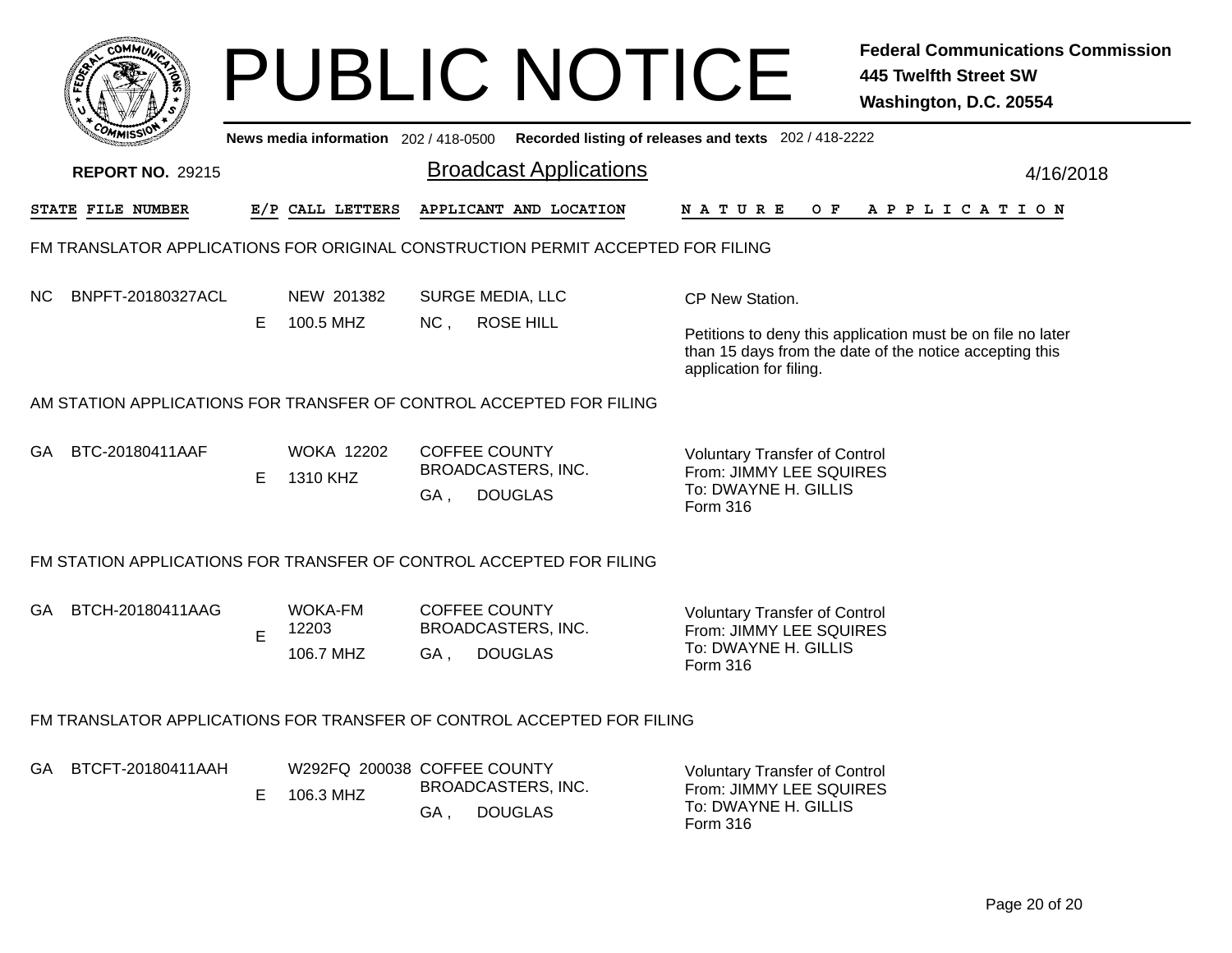# PUBLIC NOTICE

**Federal Communications Commission**
**445 Twelfth Street SW**
**Washington, D.C. 20554**

**News media information** 202 / 418-0500 **Recorded listing of releases and texts** 202 / 418-2222

**REPORT NO.** 29215

## Broadcast Applications

4/16/2018

| STATE | FILE NUMBER | E/P | CALL LETTERS | APPLICANT AND LOCATION | NATURE OF APPLICATION |
|---|---|---|---|---|---|

### FM TRANSLATOR APPLICATIONS FOR ORIGINAL CONSTRUCTION PERMIT ACCEPTED FOR FILING

| STATE | FILE NUMBER | E/P | CALL LETTERS | APPLICANT AND LOCATION | NATURE OF APPLICATION |
|---|---|---|---|---|---|
| NC | BNPFT-20180327ACL | E | NEW 201382<br>100.5 MHZ | SURGE MEDIA, LLC<br>NC , ROSE HILL | CP New Station.<br><br>Petitions to deny this application must be on file no later than 15 days from the date of the notice accepting this application for filing. |

### AM STATION APPLICATIONS FOR TRANSFER OF CONTROL ACCEPTED FOR FILING

| STATE | FILE NUMBER | E/P | CALL LETTERS | APPLICANT AND LOCATION | NATURE OF APPLICATION |
|---|---|---|---|---|---|
| GA | BTC-20180411AAF | E | WOKA 12202<br>1310 KHZ | COFFEE COUNTY BROADCASTERS, INC.<br>GA , DOUGLAS | Voluntary Transfer of Control<br>From: JIMMY LEE SQUIRES<br>To: DWAYNE H. GILLIS<br>Form 316 |

### FM STATION APPLICATIONS FOR TRANSFER OF CONTROL ACCEPTED FOR FILING

| STATE | FILE NUMBER | E/P | CALL LETTERS | APPLICANT AND LOCATION | NATURE OF APPLICATION |
|---|---|---|---|---|---|
| GA | BTCH-20180411AAG | E | WOKA-FM 12203<br>106.7 MHZ | COFFEE COUNTY BROADCASTERS, INC.<br>GA , DOUGLAS | Voluntary Transfer of Control<br>From: JIMMY LEE SQUIRES<br>To: DWAYNE H. GILLIS<br>Form 316 |

### FM TRANSLATOR APPLICATIONS FOR TRANSFER OF CONTROL ACCEPTED FOR FILING

| STATE | FILE NUMBER | E/P | CALL LETTERS | APPLICANT AND LOCATION | NATURE OF APPLICATION |
|---|---|---|---|---|---|
| GA | BTCFT-20180411AAH | E | W292FQ 200038<br>106.3 MHZ | COFFEE COUNTY BROADCASTERS, INC.<br>GA , DOUGLAS | Voluntary Transfer of Control<br>From: JIMMY LEE SQUIRES<br>To: DWAYNE H. GILLIS<br>Form 316 |